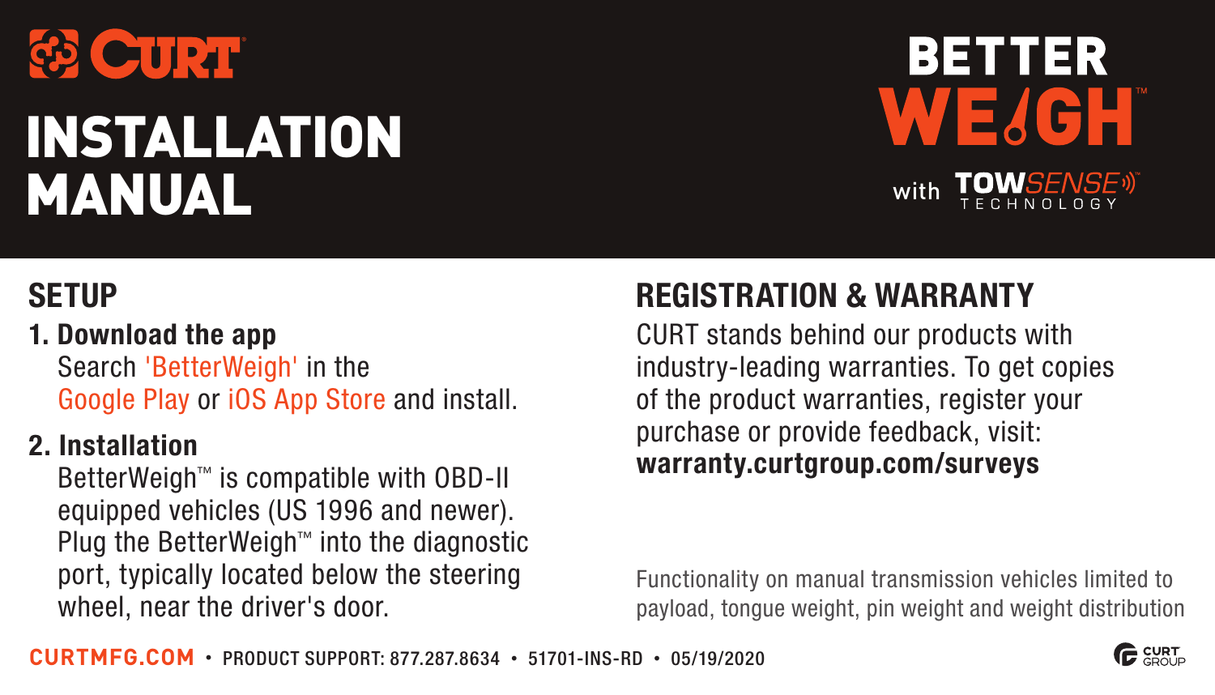CURT

# INSTALLATION MANUAL

BETTER WEIGH™ with TOWSENSE™ TECHNOLOGY

## SETUP

**1. Download the app**

Search 'BetterWeigh' in the Google Play or iOS App Store and install.

**2. Installation**

BetterWeigh™ is compatible with OBD-II equipped vehicles (US 1996 and newer). Plug the BetterWeigh™ into the diagnostic port, typically located below the steering wheel, near the driver's door.

## REGISTRATION & WARRANTY

CURT stands behind our products with industry-leading warranties. To get copies of the product warranties, register your purchase or provide feedback, visit:
**warranty.curtgroup.com/surveys**

Functionality on manual transmission vehicles limited to payload, tongue weight, pin weight and weight distribution

**CURTMFG.COM** • PRODUCT SUPPORT: 877.287.8634 • 51701-INS-RD • 05/19/2020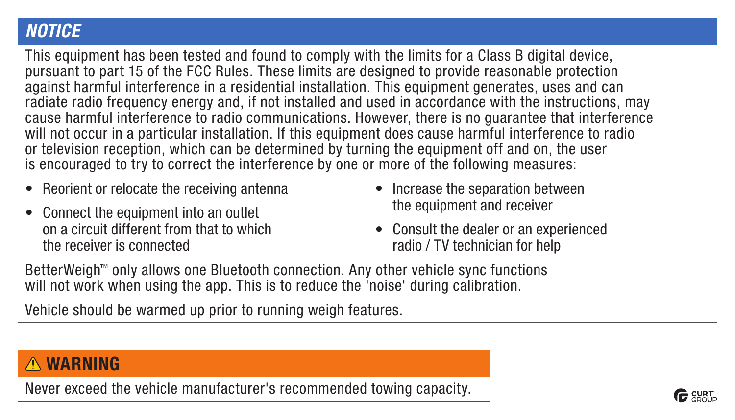## *NOTICE*

This equipment has been tested and found to comply with the limits for a Class B digital device, pursuant to part 15 of the FCC Rules. These limits are designed to provide reasonable protection against harmful interference in a residential installation. This equipment generates, uses and can radiate radio frequency energy and, if not installed and used in accordance with the instructions, may cause harmful interference to radio communications. However, there is no guarantee that interference will not occur in a particular installation. If this equipment does cause harmful interference to radio or television reception, which can be determined by turning the equipment off and on, the user is encouraged to try to correct the interference by one or more of the following measures:

- Reorient or relocate the receiving antenna
- Connect the equipment into an outlet on a circuit different from that to which the receiver is connected
- Increase the separation between the equipment and receiver
- Consult the dealer or an experienced radio / TV technician for help

BetterWeigh™ only allows one Bluetooth connection. Any other vehicle sync functions will not work when using the app. This is to reduce the 'noise' during calibration.

Vehicle should be warmed up prior to running weigh features.

## ⚠ WARNING

Never exceed the vehicle manufacturer's recommended towing capacity.

CURT GROUP